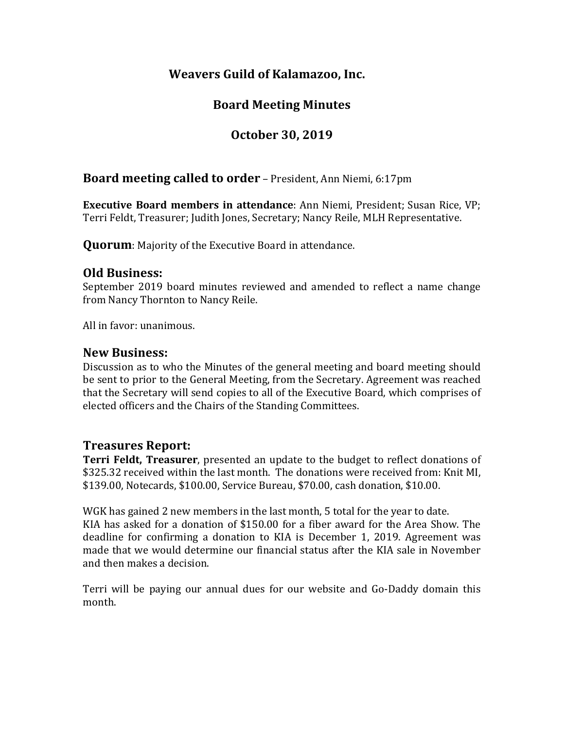# Weavers Guild of Kalamazoo, Inc.

## Board Meeting Minutes

## October 30, 2019

## Board meeting called to order – President, Ann Niemi, 6:17pm

**Executive Board members in attendance**: Ann Niemi, President; Susan Rice, VP; Terri Feldt, Treasurer; Judith Jones, Secretary; Nancy Reile, MLH Representative.

**Quorum**: Majority of the Executive Board in attendance.

## Old Business:

September 2019 board minutes reviewed and amended to reflect a name change from Nancy Thornton to Nancy Reile.

All in favor: unanimous.

## New Business:

Discussion as to who the Minutes of the general meeting and board meeting should be sent to prior to the General Meeting, from the Secretary. Agreement was reached that the Secretary will send copies to all of the Executive Board, which comprises of elected officers and the Chairs of the Standing Committees.

## Treasures Report:

**Terri Feldt, Treasurer**, presented an update to the budget to reflect donations of $325.32 received within the last month. The donations were received from: Knit MI, $139.00, Notecards, $100.00, Service Bureau, $70.00, cash donation, $10.00.

WGK has gained 2 new members in the last month, 5 total for the year to date.
KIA has asked for a donation of $150.00 for a fiber award for the Area Show. The deadline for confirming a donation to KIA is December 1, 2019. Agreement was made that we would determine our financial status after the KIA sale in November and then makes a decision.

Terri will be paying our annual dues for our website and Go-Daddy domain this month.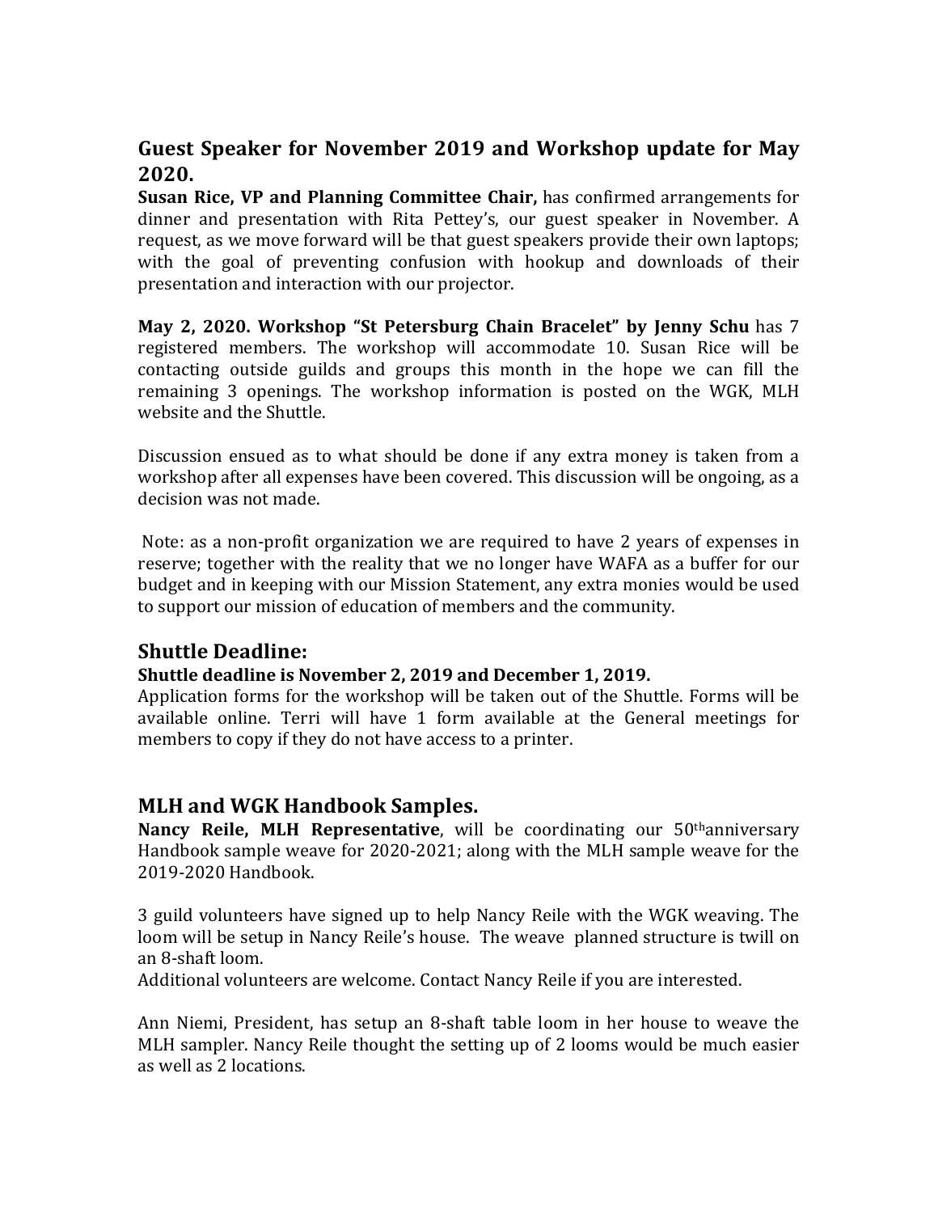## Guest Speaker for November 2019 and Workshop update for May 2020.

**Susan Rice, VP and Planning Committee Chair,** has confirmed arrangements for dinner and presentation with Rita Pettey's, our guest speaker in November. A request, as we move forward will be that guest speakers provide their own laptops; with the goal of preventing confusion with hookup and downloads of their presentation and interaction with our projector.

**May 2, 2020. Workshop "St Petersburg Chain Bracelet" by Jenny Schu** has 7 registered members. The workshop will accommodate 10. Susan Rice will be contacting outside guilds and groups this month in the hope we can fill the remaining 3 openings. The workshop information is posted on the WGK, MLH website and the Shuttle.

Discussion ensued as to what should be done if any extra money is taken from a workshop after all expenses have been covered. This discussion will be ongoing, as a decision was not made.

Note: as a non-profit organization we are required to have 2 years of expenses in reserve; together with the reality that we no longer have WAFA as a buffer for our budget and in keeping with our Mission Statement, any extra monies would be used to support our mission of education of members and the community.

## Shuttle Deadline:

**Shuttle deadline is November 2, 2019 and December 1, 2019.**

Application forms for the workshop will be taken out of the Shuttle. Forms will be available online. Terri will have 1 form available at the General meetings for members to copy if they do not have access to a printer.

## MLH and WGK Handbook Samples.

**Nancy Reile, MLH Representative**, will be coordinating our 50th anniversary Handbook sample weave for 2020-2021; along with the MLH sample weave for the 2019-2020 Handbook.

3 guild volunteers have signed up to help Nancy Reile with the WGK weaving. The loom will be setup in Nancy Reile's house. The weave planned structure is twill on an 8-shaft loom.

Additional volunteers are welcome. Contact Nancy Reile if you are interested.

Ann Niemi, President, has setup an 8-shaft table loom in her house to weave the MLH sampler. Nancy Reile thought the setting up of 2 looms would be much easier as well as 2 locations.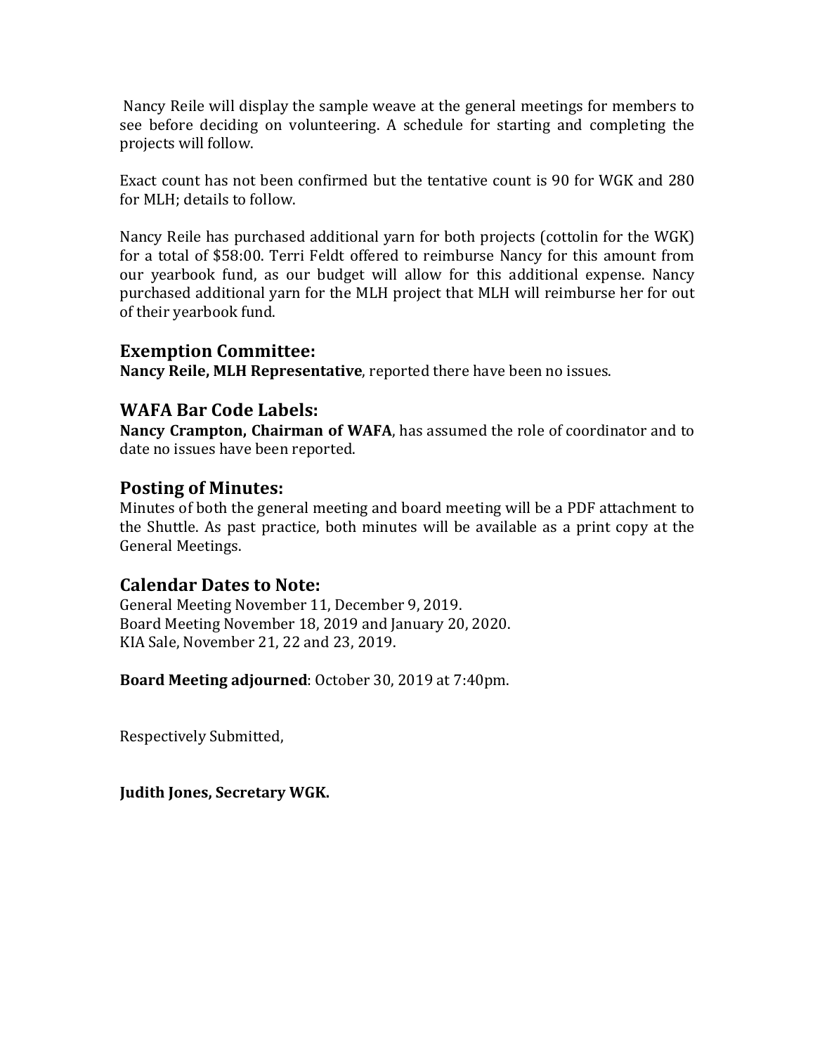Nancy Reile will display the sample weave at the general meetings for members to see before deciding on volunteering. A schedule for starting and completing the projects will follow.

Exact count has not been confirmed but the tentative count is 90 for WGK and 280 for MLH; details to follow.

Nancy Reile has purchased additional yarn for both projects (cottolin for the WGK) for a total of $58:00. Terri Feldt offered to reimburse Nancy for this amount from our yearbook fund, as our budget will allow for this additional expense. Nancy purchased additional yarn for the MLH project that MLH will reimburse her for out of their yearbook fund.

## Exemption Committee:

**Nancy Reile, MLH Representative**, reported there have been no issues.

## WAFA Bar Code Labels:

**Nancy Crampton, Chairman of WAFA**, has assumed the role of coordinator and to date no issues have been reported.

## Posting of Minutes:

Minutes of both the general meeting and board meeting will be a PDF attachment to the Shuttle. As past practice, both minutes will be available as a print copy at the General Meetings.

## Calendar Dates to Note:

General Meeting November 11, December 9, 2019.
Board Meeting November 18, 2019 and January 20, 2020.
KIA Sale, November 21, 22 and 23, 2019.

**Board Meeting adjourned**: October 30, 2019 at 7:40pm.

Respectively Submitted,

**Judith Jones, Secretary WGK.**